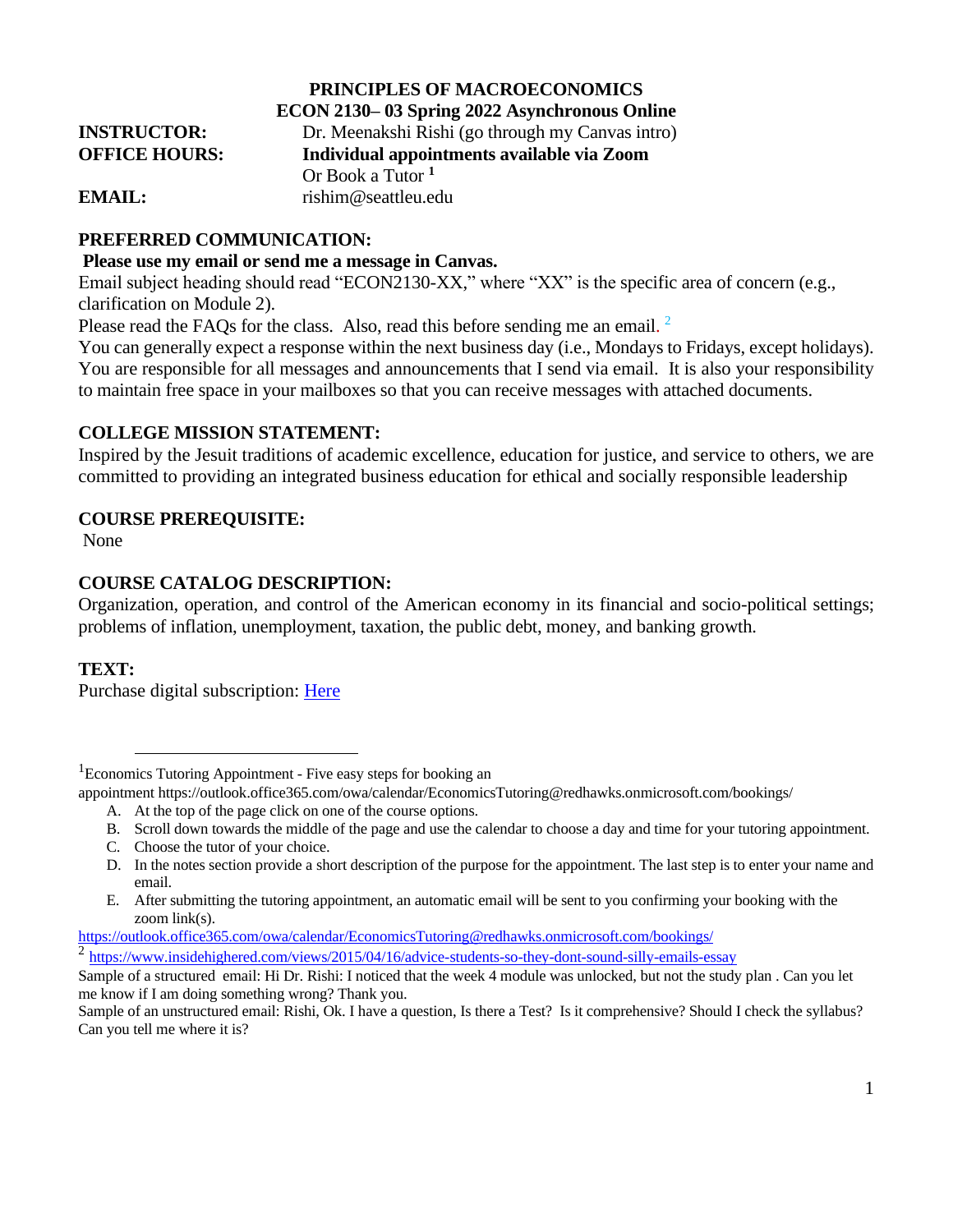# PRINCIPLES OF MACROECONOMICS

## ECON 2130– 03 Spring 2022 Asynchronous Online

**INSTRUCTOR:** Dr. Meenakshi Rishi (go through my Canvas intro)

**OFFICE HOURS:** **Individual appointments available via Zoom**
Or Book a Tutor [1]

**EMAIL:** rishim@seattleu.edu

### PREFERRED COMMUNICATION:

**Please use my email or send me a message in Canvas.**

Email subject heading should read "ECON2130-XX," where "XX" is the specific area of concern (e.g., clarification on Module 2).

Please read the FAQs for the class. Also, read this before sending me an email. [2]

You can generally expect a response within the next business day (i.e., Mondays to Fridays, except holidays). You are responsible for all messages and announcements that I send via email. It is also your responsibility to maintain free space in your mailboxes so that you can receive messages with attached documents.

### COLLEGE MISSION STATEMENT:

Inspired by the Jesuit traditions of academic excellence, education for justice, and service to others, we are committed to providing an integrated business education for ethical and socially responsible leadership

### COURSE PREREQUISITE:

None

### COURSE CATALOG DESCRIPTION:

Organization, operation, and control of the American economy in its financial and socio-political settings; problems of inflation, unemployment, taxation, the public debt, money, and banking growth.

### TEXT:

Purchase digital subscription: [Here]

---

[1] Economics Tutoring Appointment - Five easy steps for booking an appointment https://outlook.office365.com/owa/calendar/EconomicsTutoring@redhawks.onmicrosoft.com/bookings/

A. At the top of the page click on one of the course options.
B. Scroll down towards the middle of the page and use the calendar to choose a day and time for your tutoring appointment.
C. Choose the tutor of your choice.
D. In the notes section provide a short description of the purpose for the appointment. The last step is to enter your name and email.
E. After submitting the tutoring appointment, an automatic email will be sent to you confirming your booking with the zoom link(s).

https://outlook.office365.com/owa/calendar/EconomicsTutoring@redhawks.onmicrosoft.com/bookings/

[2] https://www.insidehighered.com/views/2015/04/16/advice-students-so-they-dont-sound-silly-emails-essay

Sample of a structured email: Hi Dr. Rishi: I noticed that the week 4 module was unlocked, but not the study plan . Can you let me know if I am doing something wrong? Thank you.

Sample of an unstructured email: Rishi, Ok. I have a question, Is there a Test? Is it comprehensive? Should I check the syllabus? Can you tell me where it is?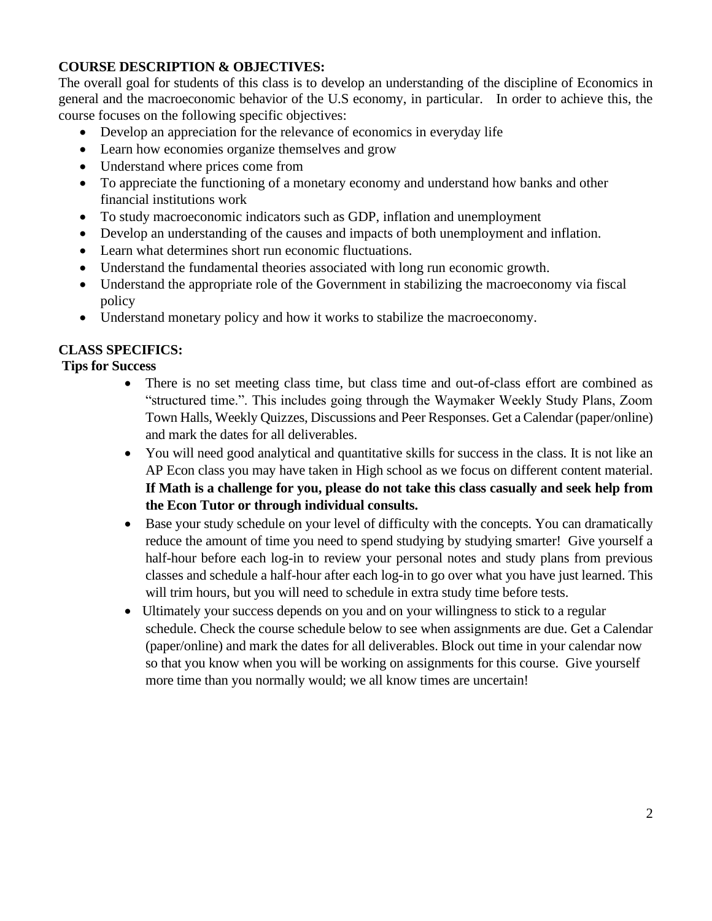**COURSE DESCRIPTION & OBJECTIVES:**

The overall goal for students of this class is to develop an understanding of the discipline of Economics in general and the macroeconomic behavior of the U.S economy, in particular. In order to achieve this, the course focuses on the following specific objectives:

- Develop an appreciation for the relevance of economics in everyday life
- Learn how economies organize themselves and grow
- Understand where prices come from
- To appreciate the functioning of a monetary economy and understand how banks and other financial institutions work
- To study macroeconomic indicators such as GDP, inflation and unemployment
- Develop an understanding of the causes and impacts of both unemployment and inflation.
- Learn what determines short run economic fluctuations.
- Understand the fundamental theories associated with long run economic growth.
- Understand the appropriate role of the Government in stabilizing the macroeconomy via fiscal policy
- Understand monetary policy and how it works to stabilize the macroeconomy.

**CLASS SPECIFICS:**

**Tips for Success**

- There is no set meeting class time, but class time and out-of-class effort are combined as "structured time.". This includes going through the Waymaker Weekly Study Plans, Zoom Town Halls, Weekly Quizzes, Discussions and Peer Responses. Get a Calendar (paper/online) and mark the dates for all deliverables.
- You will need good analytical and quantitative skills for success in the class. It is not like an AP Econ class you may have taken in High school as we focus on different content material. **If Math is a challenge for you, please do not take this class casually and seek help from the Econ Tutor or through individual consults.**
- Base your study schedule on your level of difficulty with the concepts. You can dramatically reduce the amount of time you need to spend studying by studying smarter! Give yourself a half-hour before each log-in to review your personal notes and study plans from previous classes and schedule a half-hour after each log-in to go over what you have just learned. This will trim hours, but you will need to schedule in extra study time before tests.
- Ultimately your success depends on you and on your willingness to stick to a regular schedule. Check the course schedule below to see when assignments are due. Get a Calendar (paper/online) and mark the dates for all deliverables. Block out time in your calendar now so that you know when you will be working on assignments for this course. Give yourself more time than you normally would; we all know times are uncertain!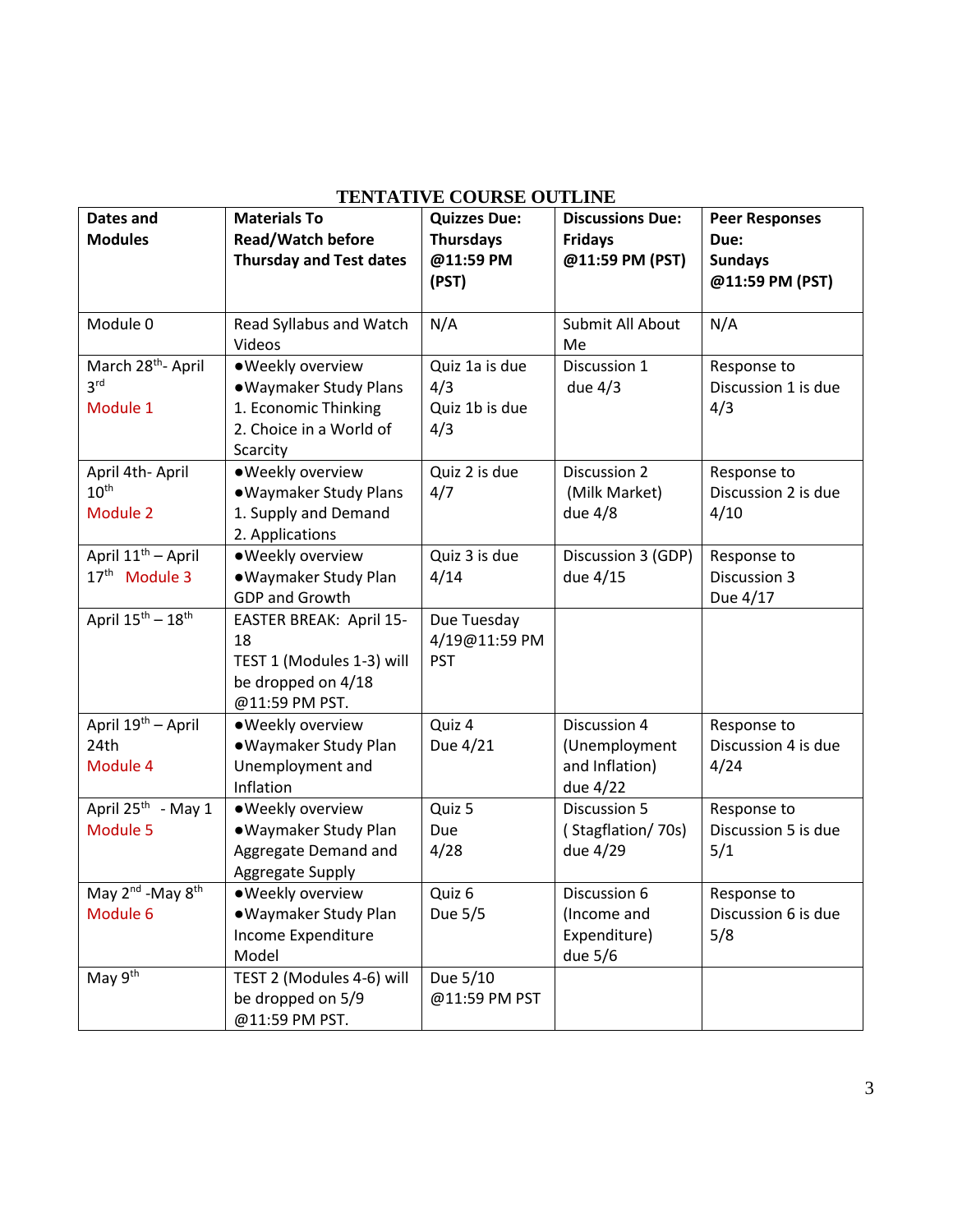# TENTATIVE COURSE OUTLINE

| Dates and Modules | Materials To Read/Watch before Thursday and Test dates | Quizzes Due: Thursdays @11:59 PM (PST) | Discussions Due: Fridays @11:59 PM (PST) | Peer Responses Due: Sundays @11:59 PM (PST) |
|---|---|---|---|---|
| Module 0 | Read Syllabus and Watch Videos | N/A | Submit All About Me | N/A |
| March 28th- April 3rd Module 1 | ●Weekly overview ●Waymaker Study Plans 1. Economic Thinking 2. Choice in a World of Scarcity | Quiz 1a is due 4/3 Quiz 1b is due 4/3 | Discussion 1 due 4/3 | Response to Discussion 1 is due 4/3 |
| April 4th- April 10th Module 2 | ●Weekly overview ●Waymaker Study Plans 1. Supply and Demand 2. Applications | Quiz 2 is due 4/7 | Discussion 2 (Milk Market) due 4/8 | Response to Discussion 2 is due 4/10 |
| April 11th – April 17th Module 3 | ●Weekly overview ●Waymaker Study Plan GDP and Growth | Quiz 3 is due 4/14 | Discussion 3 (GDP) due 4/15 | Response to Discussion 3 Due 4/17 |
| April 15th – 18th | EASTER BREAK: April 15-18 TEST 1 (Modules 1-3) will be dropped on 4/18 @11:59 PM PST. | Due Tuesday 4/19@11:59 PM PST | | |
| April 19th – April 24th Module 4 | ●Weekly overview ●Waymaker Study Plan Unemployment and Inflation | Quiz 4 Due 4/21 | Discussion 4 (Unemployment and Inflation) due 4/22 | Response to Discussion 4 is due 4/24 |
| April 25th - May 1 Module 5 | ●Weekly overview ●Waymaker Study Plan Aggregate Demand and Aggregate Supply | Quiz 5 Due 4/28 | Discussion 5 ( Stagflation/ 70s) due 4/29 | Response to Discussion 5 is due 5/1 |
| May 2nd -May 8th Module 6 | ●Weekly overview ●Waymaker Study Plan Income Expenditure Model | Quiz 6 Due 5/5 | Discussion 6 (Income and Expenditure) due 5/6 | Response to Discussion 6 is due 5/8 |
| May 9th | TEST 2 (Modules 4-6) will be dropped on 5/9 @11:59 PM PST. | Due 5/10 @11:59 PM PST | | |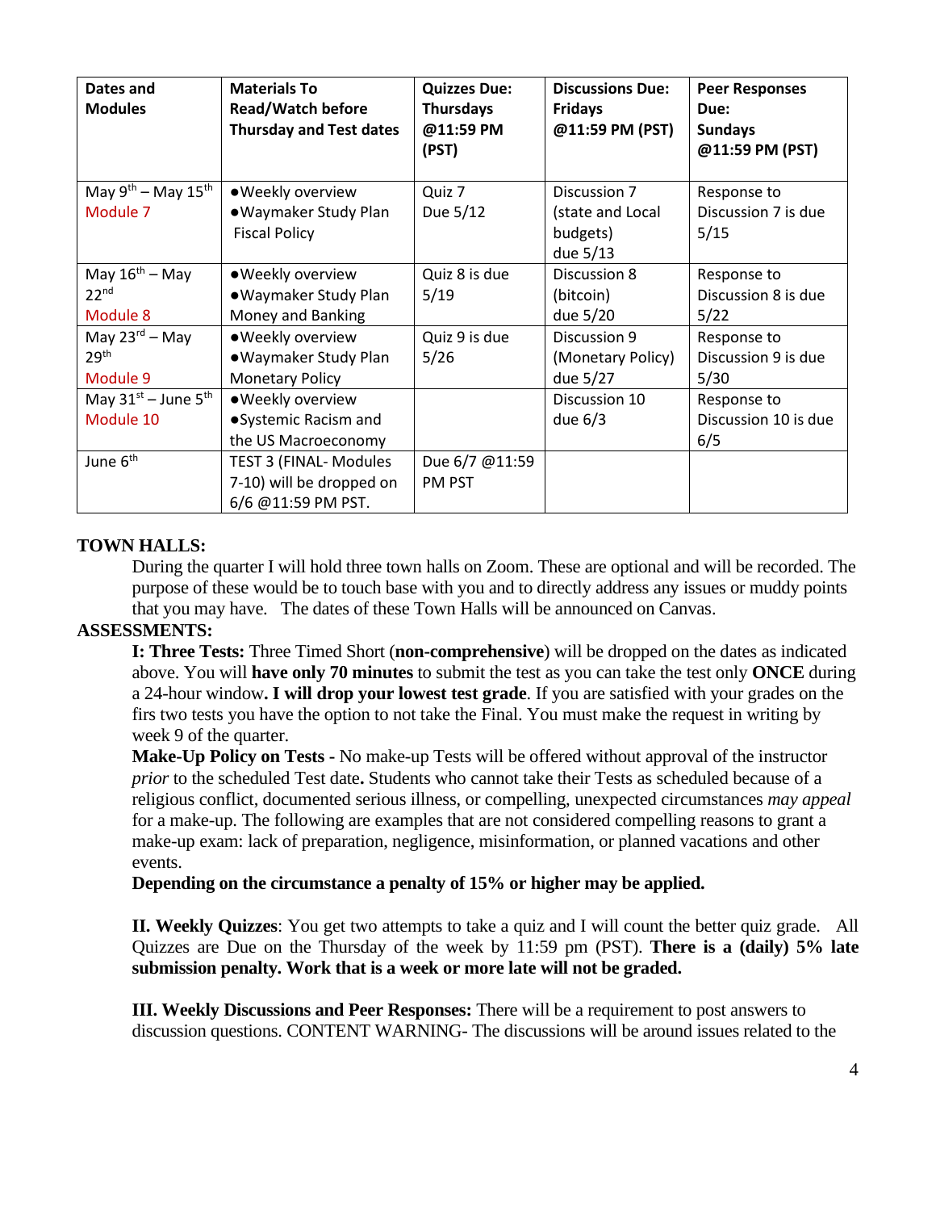| Dates and Modules | Materials To Read/Watch before Thursday and Test dates | Quizzes Due: Thursdays @11:59 PM (PST) | Discussions Due: Fridays @11:59 PM (PST) | Peer Responses Due: Sundays @11:59 PM (PST) |
|---|---|---|---|---|
| May 9th – May 15th Module 7 | ●Weekly overview ●Waymaker Study Plan Fiscal Policy | Quiz 7 Due 5/12 | Discussion 7 (state and Local budgets) due 5/13 | Response to Discussion 7 is due 5/15 |
| May 16th – May 22nd Module 8 | ●Weekly overview ●Waymaker Study Plan Money and Banking | Quiz 8 is due 5/19 | Discussion 8 (bitcoin) due 5/20 | Response to Discussion 8 is due 5/22 |
| May 23rd – May 29th Module 9 | ●Weekly overview ●Waymaker Study Plan Monetary Policy | Quiz 9 is due 5/26 | Discussion 9 (Monetary Policy) due 5/27 | Response to Discussion 9 is due 5/30 |
| May 31st – June 5th Module 10 | ●Weekly overview ●Systemic Racism and the US Macroeconomy | | Discussion 10 due 6/3 | Response to Discussion 10 is due 6/5 |
| June 6th | TEST 3 (FINAL- Modules 7-10) will be dropped on 6/6 @11:59 PM PST. | Due 6/7 @11:59 PM PST | | |

**TOWN HALLS:**

During the quarter I will hold three town halls on Zoom. These are optional and will be recorded. The purpose of these would be to touch base with you and to directly address any issues or muddy points that you may have. The dates of these Town Halls will be announced on Canvas.

**ASSESSMENTS:**

**I: Three Tests:** Three Timed Short (**non-comprehensive**) will be dropped on the dates as indicated above. You will **have only 70 minutes** to submit the test as you can take the test only **ONCE** during a 24-hour window**. I will drop your lowest test grade**. If you are satisfied with your grades on the firs two tests you have the option to not take the Final. You must make the request in writing by week 9 of the quarter.

**Make-Up Policy on Tests -** No make-up Tests will be offered without approval of the instructor *prior* to the scheduled Test date**.** Students who cannot take their Tests as scheduled because of a religious conflict, documented serious illness, or compelling, unexpected circumstances *may appeal* for a make-up. The following are examples that are not considered compelling reasons to grant a make-up exam: lack of preparation, negligence, misinformation, or planned vacations and other events.

**Depending on the circumstance a penalty of 15% or higher may be applied.**

**II. Weekly Quizzes**: You get two attempts to take a quiz and I will count the better quiz grade. All Quizzes are Due on the Thursday of the week by 11:59 pm (PST). **There is a (daily) 5% late submission penalty. Work that is a week or more late will not be graded.**

**III. Weekly Discussions and Peer Responses:** There will be a requirement to post answers to discussion questions. CONTENT WARNING- The discussions will be around issues related to the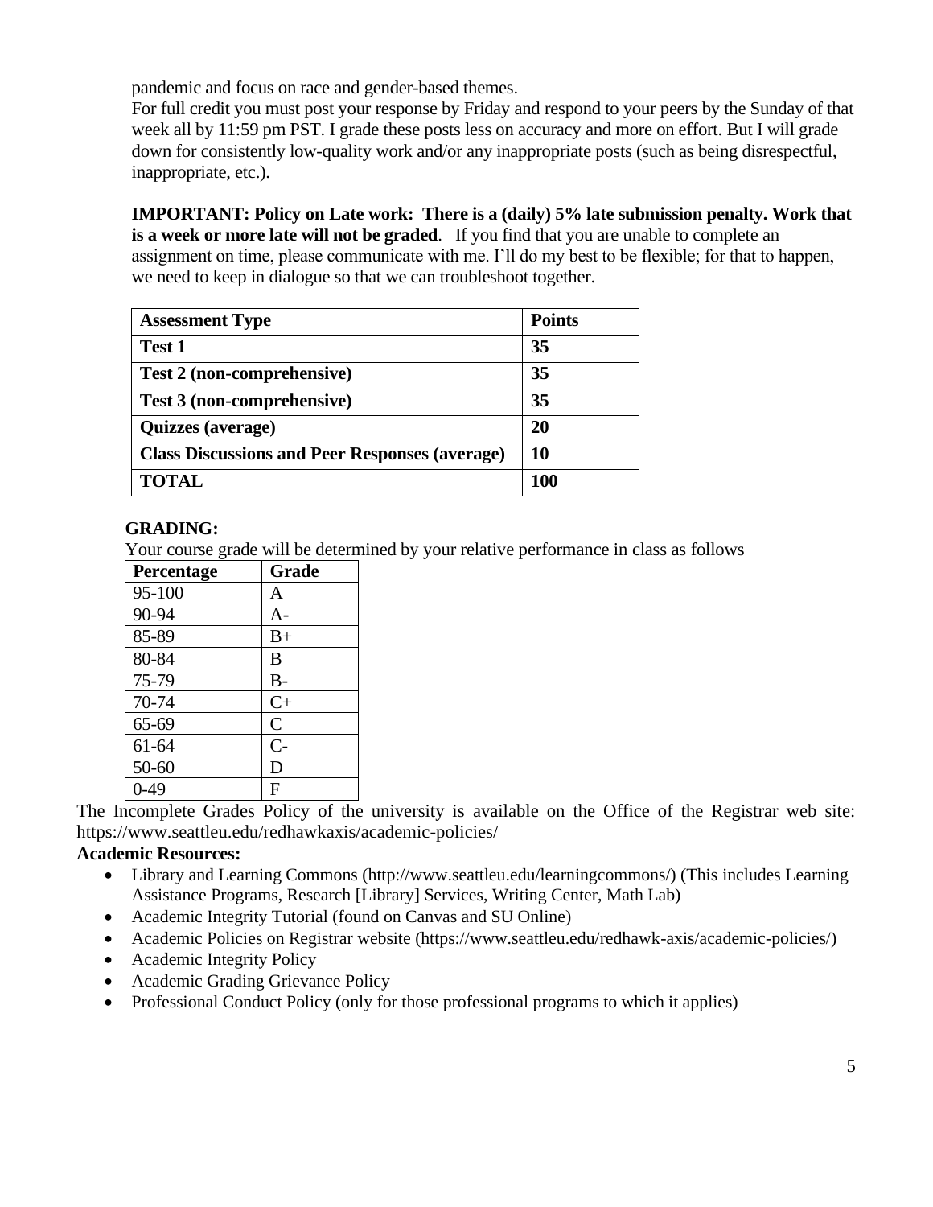pandemic and focus on race and gender-based themes.

For full credit you must post your response by Friday and respond to your peers by the Sunday of that week all by 11:59 pm PST. I grade these posts less on accuracy and more on effort. But I will grade down for consistently low-quality work and/or any inappropriate posts (such as being disrespectful, inappropriate, etc.).

**IMPORTANT: Policy on Late work: There is a (daily) 5% late submission penalty. Work that is a week or more late will not be graded**. If you find that you are unable to complete an assignment on time, please communicate with me. I'll do my best to be flexible; for that to happen, we need to keep in dialogue so that we can troubleshoot together.

| **Assessment Type** | **Points** |
|---|---|
| **Test 1** | **35** |
| **Test 2 (non-comprehensive)** | **35** |
| **Test 3 (non-comprehensive)** | **35** |
| **Quizzes (average)** | **20** |
| **Class Discussions and Peer Responses (average)** | **10** |
| **TOTAL** | **100** |

**GRADING:**

Your course grade will be determined by your relative performance in class as follows

| **Percentage** | **Grade** |
|---|---|
| 95-100 | A |
| 90-94 | A- |
| 85-89 | B+ |
| 80-84 | B |
| 75-79 | B- |
| 70-74 | C+ |
| 65-69 | C |
| 61-64 | C- |
| 50-60 | D |
| 0-49 | F |

The Incomplete Grades Policy of the university is available on the Office of the Registrar web site: https://www.seattleu.edu/redhawkaxis/academic-policies/

**Academic Resources:**

- Library and Learning Commons (http://www.seattleu.edu/learningcommons/) (This includes Learning Assistance Programs, Research [Library] Services, Writing Center, Math Lab)
- Academic Integrity Tutorial (found on Canvas and SU Online)
- Academic Policies on Registrar website (https://www.seattleu.edu/redhawk-axis/academic-policies/)
- Academic Integrity Policy
- Academic Grading Grievance Policy
- Professional Conduct Policy (only for those professional programs to which it applies)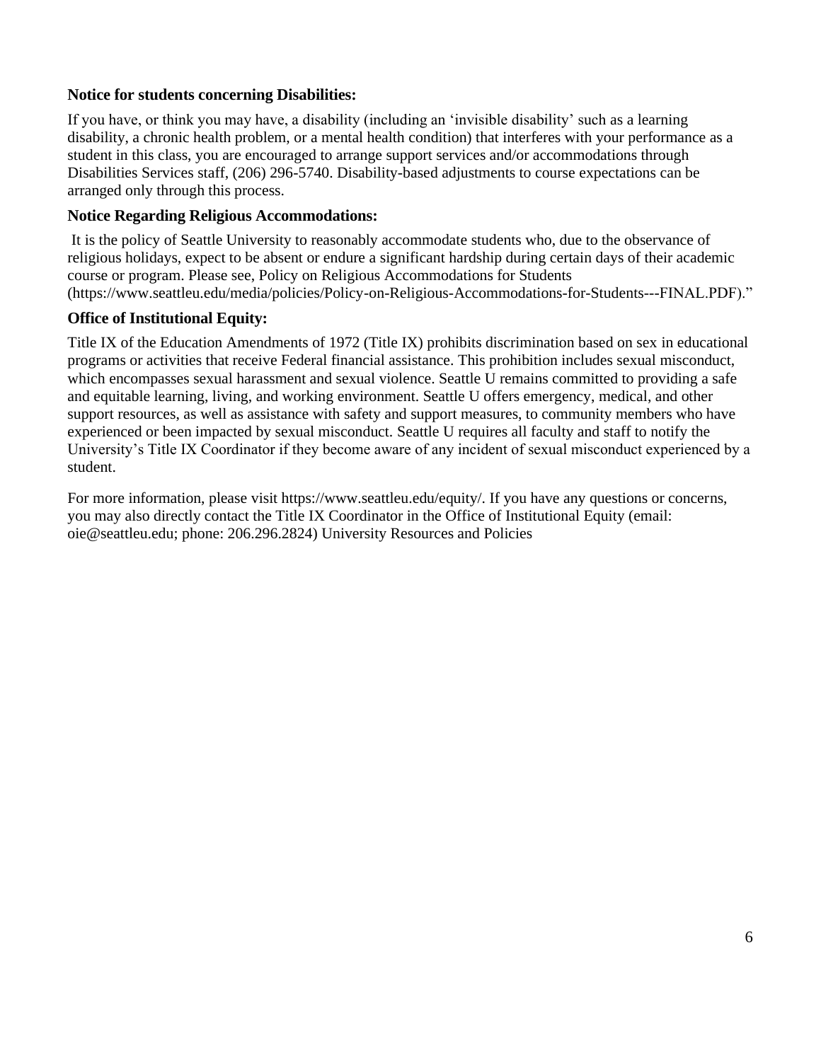**Notice for students concerning Disabilities:**

If you have, or think you may have, a disability (including an 'invisible disability' such as a learning disability, a chronic health problem, or a mental health condition) that interferes with your performance as a student in this class, you are encouraged to arrange support services and/or accommodations through Disabilities Services staff, (206) 296-5740. Disability-based adjustments to course expectations can be arranged only through this process.

**Notice Regarding Religious Accommodations:**

It is the policy of Seattle University to reasonably accommodate students who, due to the observance of religious holidays, expect to be absent or endure a significant hardship during certain days of their academic course or program. Please see, Policy on Religious Accommodations for Students (https://www.seattleu.edu/media/policies/Policy-on-Religious-Accommodations-for-Students---FINAL.PDF)."

**Office of Institutional Equity:**

Title IX of the Education Amendments of 1972 (Title IX) prohibits discrimination based on sex in educational programs or activities that receive Federal financial assistance. This prohibition includes sexual misconduct, which encompasses sexual harassment and sexual violence. Seattle U remains committed to providing a safe and equitable learning, living, and working environment. Seattle U offers emergency, medical, and other support resources, as well as assistance with safety and support measures, to community members who have experienced or been impacted by sexual misconduct. Seattle U requires all faculty and staff to notify the University's Title IX Coordinator if they become aware of any incident of sexual misconduct experienced by a student.

For more information, please visit https://www.seattleu.edu/equity/. If you have any questions or concerns, you may also directly contact the Title IX Coordinator in the Office of Institutional Equity (email: oie@seattleu.edu; phone: 206.296.2824) University Resources and Policies